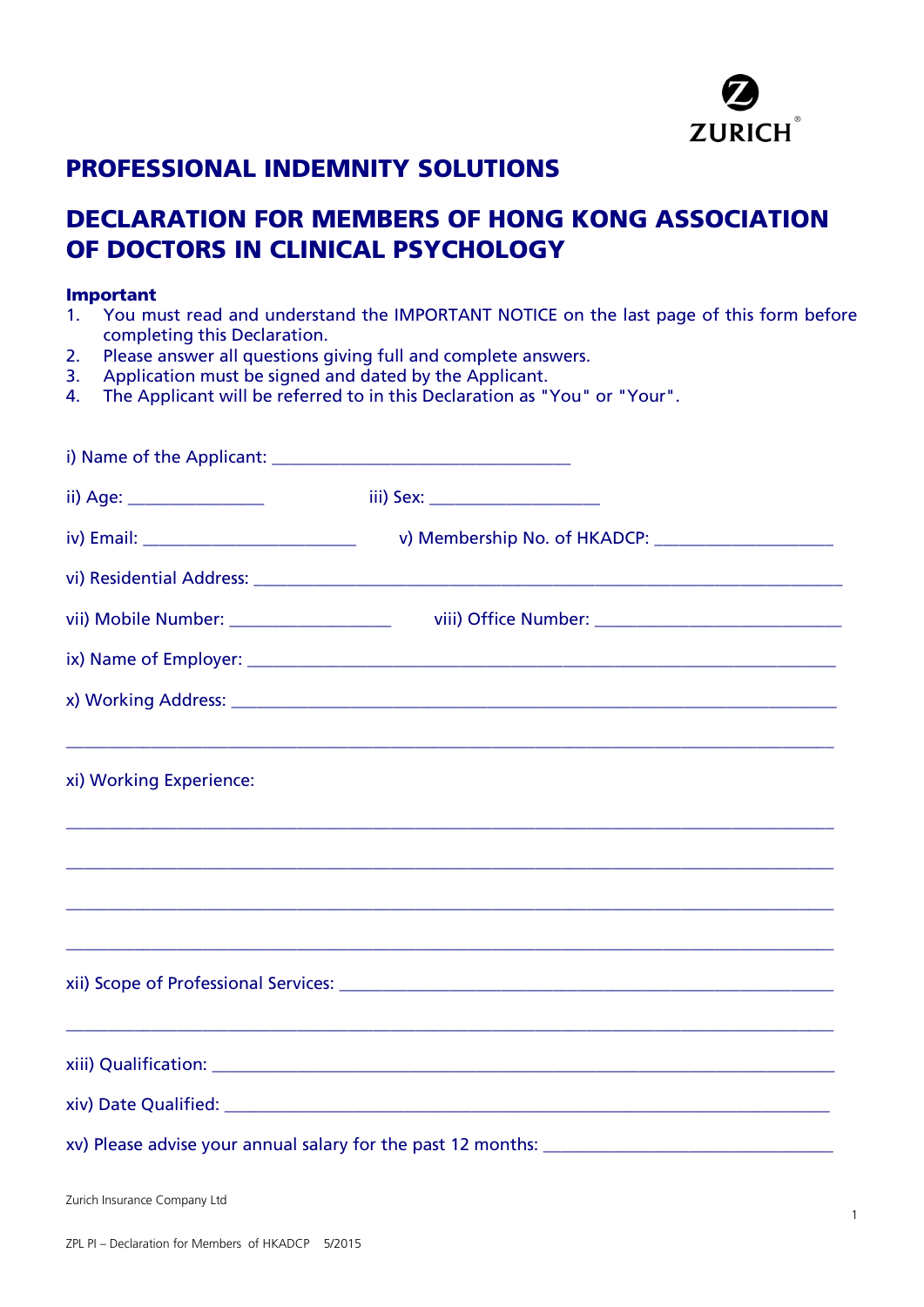# PROFESSIONAL INDEMNITY SOLUTIONS

# DECLARATION FOR MEMBERS OF HONG KONG ASSOCIATION OF DOCTORS IN CLINICAL PSYCHOLOGY

**Important**

1. You must read and understand the IMPORTANT NOTICE on the last page of this form before completing this Declaration.
2. Please answer all questions giving full and complete answers.
3. Application must be signed and dated by the Applicant.
4. The Applicant will be referred to in this Declaration as "You" or "Your".

i) Name of the Applicant: ________________________________

ii) Age: ______________ iii) Sex: __________________

iv) Email: _______________________ v) Membership No. of HKADCP: ___________________

vi) Residential Address: ______________________________________________________________

vii) Mobile Number: _________________ viii) Office Number: __________________________

ix) Name of Employer: _______________________________________________________________

x) Working Address: _________________________________________________________________

_________________________________________________________________________________

xi) Working Experience:

_________________________________________________________________________________

_________________________________________________________________________________

_________________________________________________________________________________

_________________________________________________________________________________

xii) Scope of Professional Services: _____________________________________________________

_________________________________________________________________________________

xiii) Qualification: __________________________________________________________________

xiv) Date Qualified: _________________________________________________________________

xv) Please advise your annual salary for the past 12 months: _______________________________

Zurich Insurance Company Ltd

ZPL PI – Declaration for Members of HKADCP 5/2015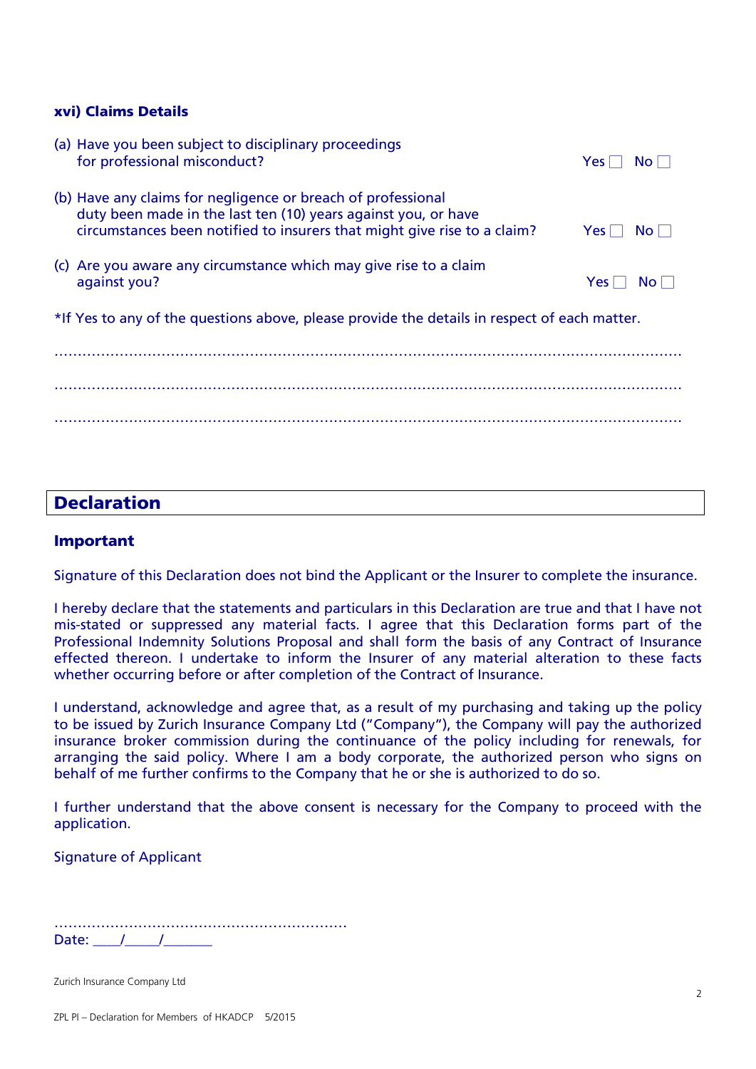### xvi) Claims Details

(a) Have you been subject to disciplinary proceedings for professional misconduct? Yes ☐ No ☐

(b) Have any claims for negligence or breach of professional duty been made in the last ten (10) years against you, or have circumstances been notified to insurers that might give rise to a claim? Yes ☐ No ☐

(c) Are you aware any circumstance which may give rise to a claim against you? Yes ☐ No ☐

*If Yes to any of the questions above, please provide the details in respect of each matter.

…………………………………………………………………………………………………………………

…………………………………………………………………………………………………………………

…………………………………………………………………………………………………………………

## Declaration

### Important

Signature of this Declaration does not bind the Applicant or the Insurer to complete the insurance.

I hereby declare that the statements and particulars in this Declaration are true and that I have not mis-stated or suppressed any material facts. I agree that this Declaration forms part of the Professional Indemnity Solutions Proposal and shall form the basis of any Contract of Insurance effected thereon. I undertake to inform the Insurer of any material alteration to these facts whether occurring before or after completion of the Contract of Insurance.

I understand, acknowledge and agree that, as a result of my purchasing and taking up the policy to be issued by Zurich Insurance Company Ltd ("Company"), the Company will pay the authorized insurance broker commission during the continuance of the policy including for renewals, for arranging the said policy. Where I am a body corporate, the authorized person who signs on behalf of me further confirms to the Company that he or she is authorized to do so.

I further understand that the above consent is necessary for the Company to proceed with the application.

Signature of Applicant

………………………………………………………

Date: ____/_____/_______

Zurich Insurance Company Ltd

ZPL PI – Declaration for Members of HKADCP 5/2015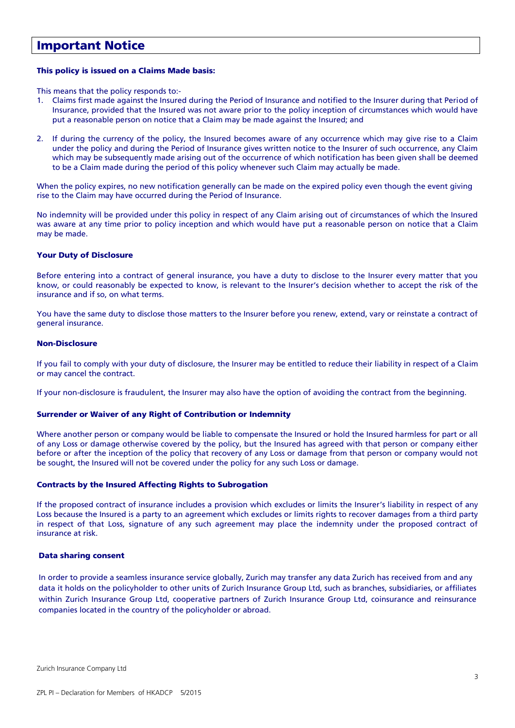# Important Notice

**This policy is issued on a Claims Made basis:**

This means that the policy responds to:-

1. Claims first made against the Insured during the Period of Insurance and notified to the Insurer during that Period of Insurance, provided that the Insured was not aware prior to the policy inception of circumstances which would have put a reasonable person on notice that a Claim may be made against the Insured; and

2. If during the currency of the policy, the Insured becomes aware of any occurrence which may give rise to a Claim under the policy and during the Period of Insurance gives written notice to the Insurer of such occurrence, any Claim which may be subsequently made arising out of the occurrence of which notification has been given shall be deemed to be a Claim made during the period of this policy whenever such Claim may actually be made.

When the policy expires, no new notification generally can be made on the expired policy even though the event giving rise to the Claim may have occurred during the Period of Insurance.

No indemnity will be provided under this policy in respect of any Claim arising out of circumstances of which the Insured was aware at any time prior to policy inception and which would have put a reasonable person on notice that a Claim may be made.

**Your Duty of Disclosure**

Before entering into a contract of general insurance, you have a duty to disclose to the Insurer every matter that you know, or could reasonably be expected to know, is relevant to the Insurer's decision whether to accept the risk of the insurance and if so, on what terms.

You have the same duty to disclose those matters to the Insurer before you renew, extend, vary or reinstate a contract of general insurance.

**Non-Disclosure**

If you fail to comply with your duty of disclosure, the Insurer may be entitled to reduce their liability in respect of a Claim or may cancel the contract.

If your non-disclosure is fraudulent, the Insurer may also have the option of avoiding the contract from the beginning.

**Surrender or Waiver of any Right of Contribution or Indemnity**

Where another person or company would be liable to compensate the Insured or hold the Insured harmless for part or all of any Loss or damage otherwise covered by the policy, but the Insured has agreed with that person or company either before or after the inception of the policy that recovery of any Loss or damage from that person or company would not be sought, the Insured will not be covered under the policy for any such Loss or damage.

**Contracts by the Insured Affecting Rights to Subrogation**

If the proposed contract of insurance includes a provision which excludes or limits the Insurer's liability in respect of any Loss because the Insured is a party to an agreement which excludes or limits rights to recover damages from a third party in respect of that Loss, signature of any such agreement may place the indemnity under the proposed contract of insurance at risk.

**Data sharing consent**

In order to provide a seamless insurance service globally, Zurich may transfer any data Zurich has received from and any data it holds on the policyholder to other units of Zurich Insurance Group Ltd, such as branches, subsidiaries, or affiliates within Zurich Insurance Group Ltd, cooperative partners of Zurich Insurance Group Ltd, coinsurance and reinsurance companies located in the country of the policyholder or abroad.

Zurich Insurance Company Ltd

ZPL PI – Declaration for Members of HKADCP 5/2015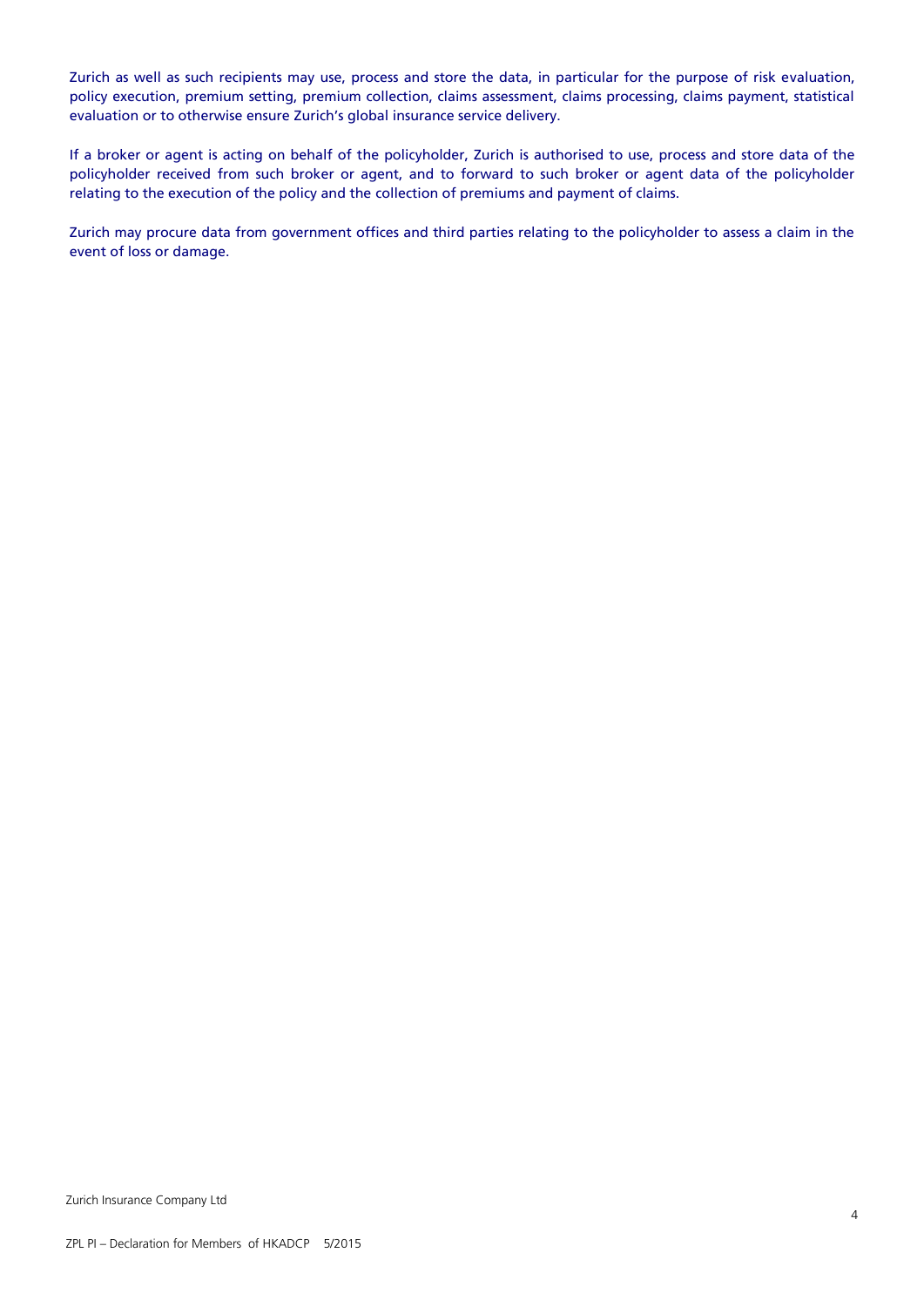Zurich as well as such recipients may use, process and store the data, in particular for the purpose of risk evaluation, policy execution, premium setting, premium collection, claims assessment, claims processing, claims payment, statistical evaluation or to otherwise ensure Zurich's global insurance service delivery.

If a broker or agent is acting on behalf of the policyholder, Zurich is authorised to use, process and store data of the policyholder received from such broker or agent, and to forward to such broker or agent data of the policyholder relating to the execution of the policy and the collection of premiums and payment of claims.

Zurich may procure data from government offices and third parties relating to the policyholder to assess a claim in the event of loss or damage.